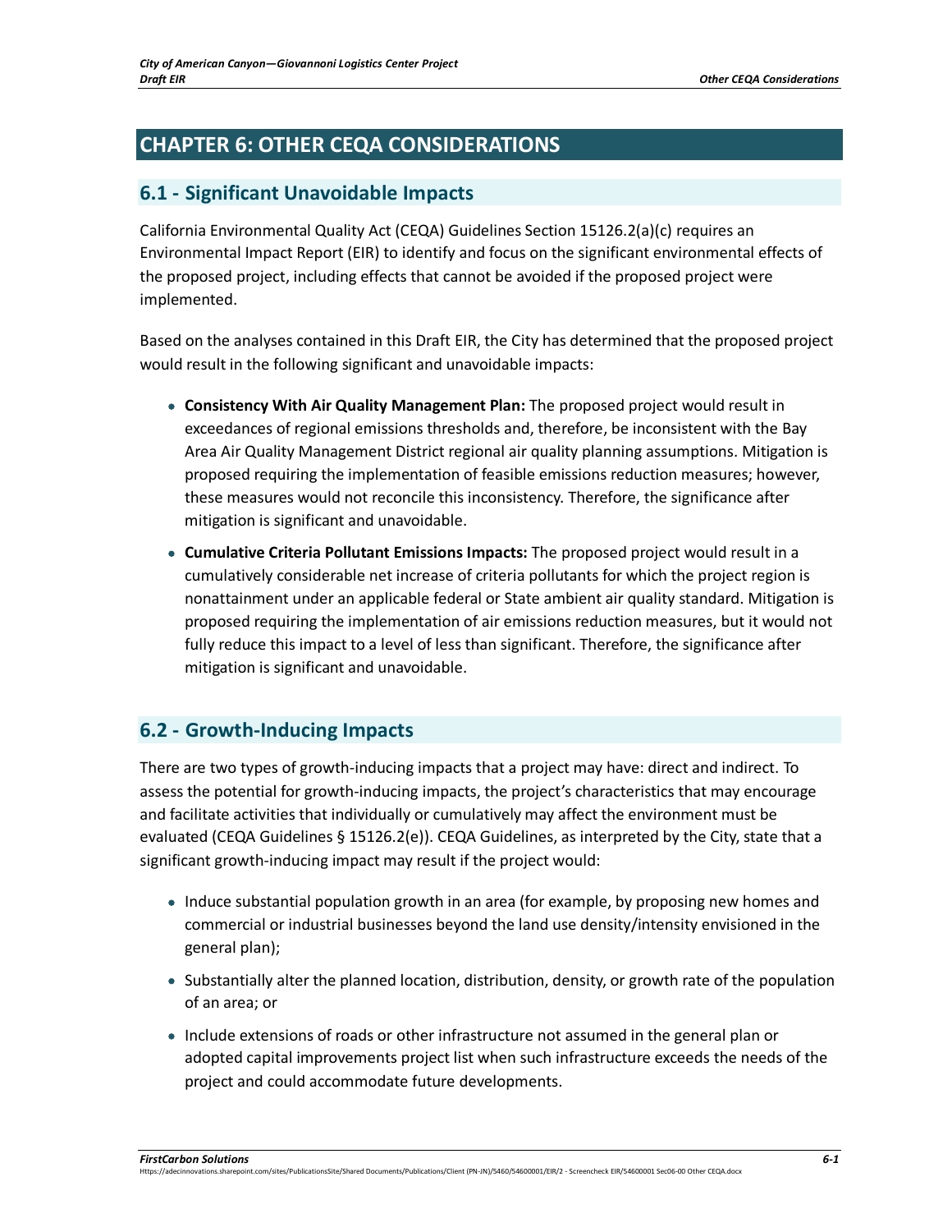# CHAPTER 6: OTHER CEQA CONSIDERATIONS

## 6.1 - Significant Unavoidable Impacts

California Environmental Quality Act (CEQA) Guidelines Section 15126.2(a)(c) requires an Environmental Impact Report (EIR) to identify and focus on the significant environmental effects of the proposed project, including effects that cannot be avoided if the proposed project were implemented.

Based on the analyses contained in this Draft EIR, the City has determined that the proposed project would result in the following significant and unavoidable impacts:

- **Consistency With Air Quality Management Plan:** The proposed project would result in exceedances of regional emissions thresholds and, therefore, be inconsistent with the Bay Area Air Quality Management District regional air quality planning assumptions. Mitigation is proposed requiring the implementation of feasible emissions reduction measures; however, these measures would not reconcile this inconsistency. Therefore, the significance after mitigation is significant and unavoidable.
- **Cumulative Criteria Pollutant Emissions Impacts:** The proposed project would result in a cumulatively considerable net increase of criteria pollutants for which the project region is nonattainment under an applicable federal or State ambient air quality standard. Mitigation is proposed requiring the implementation of air emissions reduction measures, but it would not fully reduce this impact to a level of less than significant. Therefore, the significance after mitigation is significant and unavoidable.

## 6.2 - Growth-Inducing Impacts

There are two types of growth-inducing impacts that a project may have: direct and indirect. To assess the potential for growth-inducing impacts, the project's characteristics that may encourage and facilitate activities that individually or cumulatively may affect the environment must be evaluated (CEQA Guidelines § 15126.2(e)). CEQA Guidelines, as interpreted by the City, state that a significant growth-inducing impact may result if the project would:

- Induce substantial population growth in an area (for example, by proposing new homes and commercial or industrial businesses beyond the land use density/intensity envisioned in the general plan);
- Substantially alter the planned location, distribution, density, or growth rate of the population of an area; or
- Include extensions of roads or other infrastructure not assumed in the general plan or adopted capital improvements project list when such infrastructure exceeds the needs of the project and could accommodate future developments.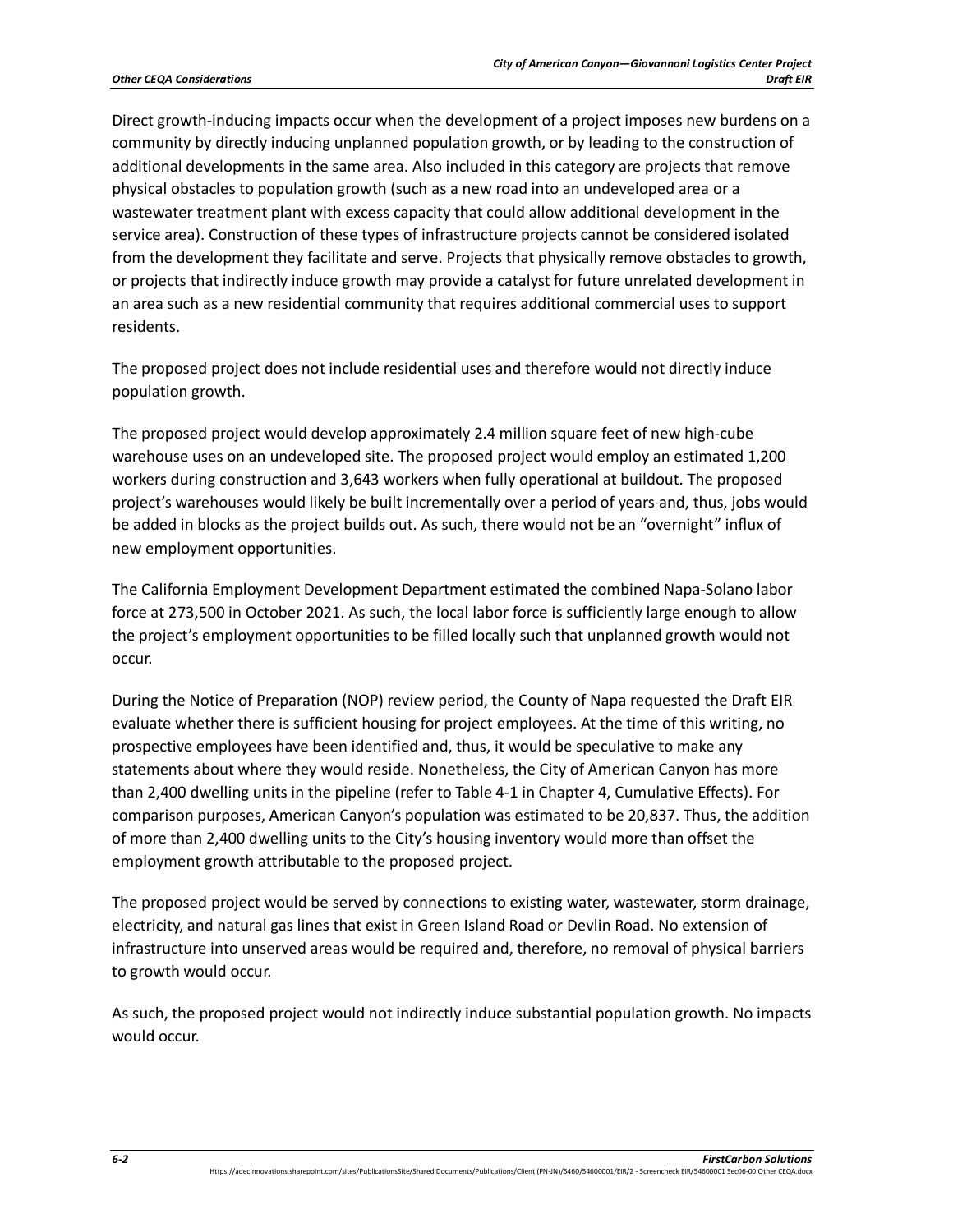Direct growth-inducing impacts occur when the development of a project imposes new burdens on a community by directly inducing unplanned population growth, or by leading to the construction of additional developments in the same area. Also included in this category are projects that remove physical obstacles to population growth (such as a new road into an undeveloped area or a wastewater treatment plant with excess capacity that could allow additional development in the service area). Construction of these types of infrastructure projects cannot be considered isolated from the development they facilitate and serve. Projects that physically remove obstacles to growth, or projects that indirectly induce growth may provide a catalyst for future unrelated development in an area such as a new residential community that requires additional commercial uses to support residents.

The proposed project does not include residential uses and therefore would not directly induce population growth.

The proposed project would develop approximately 2.4 million square feet of new high-cube warehouse uses on an undeveloped site. The proposed project would employ an estimated 1,200 workers during construction and 3,643 workers when fully operational at buildout. The proposed project's warehouses would likely be built incrementally over a period of years and, thus, jobs would be added in blocks as the project builds out. As such, there would not be an "overnight" influx of new employment opportunities.

The California Employment Development Department estimated the combined Napa-Solano labor force at 273,500 in October 2021. As such, the local labor force is sufficiently large enough to allow the project's employment opportunities to be filled locally such that unplanned growth would not occur.

During the Notice of Preparation (NOP) review period, the County of Napa requested the Draft EIR evaluate whether there is sufficient housing for project employees. At the time of this writing, no prospective employees have been identified and, thus, it would be speculative to make any statements about where they would reside. Nonetheless, the City of American Canyon has more than 2,400 dwelling units in the pipeline (refer to Table 4-1 in Chapter 4, Cumulative Effects). For comparison purposes, American Canyon's population was estimated to be 20,837. Thus, the addition of more than 2,400 dwelling units to the City's housing inventory would more than offset the employment growth attributable to the proposed project.

The proposed project would be served by connections to existing water, wastewater, storm drainage, electricity, and natural gas lines that exist in Green Island Road or Devlin Road. No extension of infrastructure into unserved areas would be required and, therefore, no removal of physical barriers to growth would occur.

As such, the proposed project would not indirectly induce substantial population growth. No impacts would occur.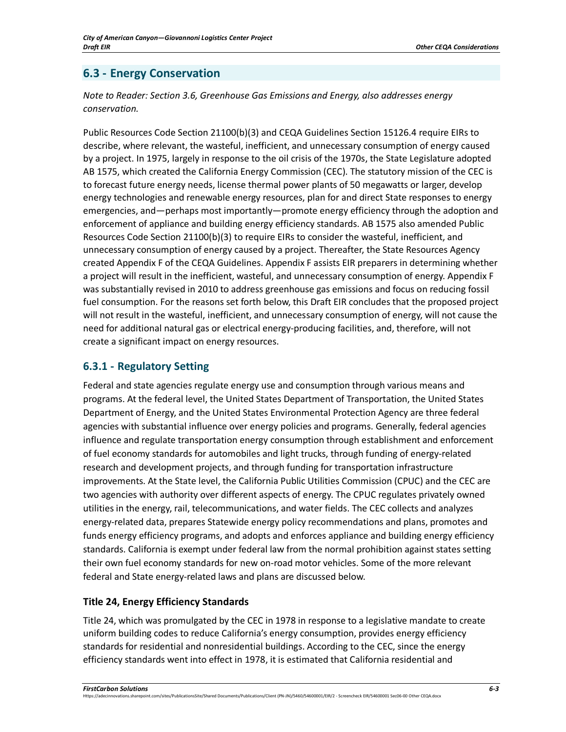## 6.3 - Energy Conservation

*Note to Reader: Section 3.6, Greenhouse Gas Emissions and Energy, also addresses energy conservation.*

Public Resources Code Section 21100(b)(3) and CEQA Guidelines Section 15126.4 require EIRs to describe, where relevant, the wasteful, inefficient, and unnecessary consumption of energy caused by a project. In 1975, largely in response to the oil crisis of the 1970s, the State Legislature adopted AB 1575, which created the California Energy Commission (CEC). The statutory mission of the CEC is to forecast future energy needs, license thermal power plants of 50 megawatts or larger, develop energy technologies and renewable energy resources, plan for and direct State responses to energy emergencies, and—perhaps most importantly—promote energy efficiency through the adoption and enforcement of appliance and building energy efficiency standards. AB 1575 also amended Public Resources Code Section 21100(b)(3) to require EIRs to consider the wasteful, inefficient, and unnecessary consumption of energy caused by a project. Thereafter, the State Resources Agency created Appendix F of the CEQA Guidelines. Appendix F assists EIR preparers in determining whether a project will result in the inefficient, wasteful, and unnecessary consumption of energy. Appendix F was substantially revised in 2010 to address greenhouse gas emissions and focus on reducing fossil fuel consumption. For the reasons set forth below, this Draft EIR concludes that the proposed project will not result in the wasteful, inefficient, and unnecessary consumption of energy, will not cause the need for additional natural gas or electrical energy-producing facilities, and, therefore, will not create a significant impact on energy resources.

### 6.3.1 - Regulatory Setting

Federal and state agencies regulate energy use and consumption through various means and programs. At the federal level, the United States Department of Transportation, the United States Department of Energy, and the United States Environmental Protection Agency are three federal agencies with substantial influence over energy policies and programs. Generally, federal agencies influence and regulate transportation energy consumption through establishment and enforcement of fuel economy standards for automobiles and light trucks, through funding of energy-related research and development projects, and through funding for transportation infrastructure improvements. At the State level, the California Public Utilities Commission (CPUC) and the CEC are two agencies with authority over different aspects of energy. The CPUC regulates privately owned utilities in the energy, rail, telecommunications, and water fields. The CEC collects and analyzes energy-related data, prepares Statewide energy policy recommendations and plans, promotes and funds energy efficiency programs, and adopts and enforces appliance and building energy efficiency standards. California is exempt under federal law from the normal prohibition against states setting their own fuel economy standards for new on-road motor vehicles. Some of the more relevant federal and State energy-related laws and plans are discussed below.

#### Title 24, Energy Efficiency Standards

Title 24, which was promulgated by the CEC in 1978 in response to a legislative mandate to create uniform building codes to reduce California's energy consumption, provides energy efficiency standards for residential and nonresidential buildings. According to the CEC, since the energy efficiency standards went into effect in 1978, it is estimated that California residential and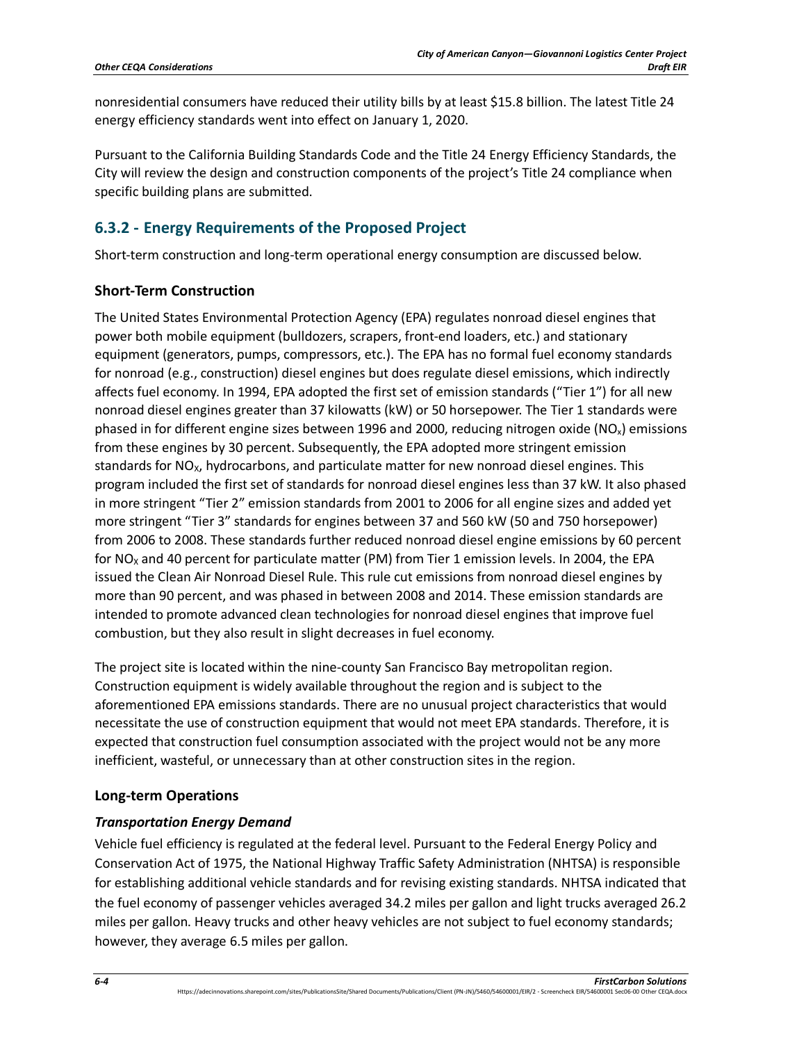nonresidential consumers have reduced their utility bills by at least $15.8 billion. The latest Title 24 energy efficiency standards went into effect on January 1, 2020.

Pursuant to the California Building Standards Code and the Title 24 Energy Efficiency Standards, the City will review the design and construction components of the project's Title 24 compliance when specific building plans are submitted.

## 6.3.2 - Energy Requirements of the Proposed Project

Short-term construction and long-term operational energy consumption are discussed below.

### Short-Term Construction

The United States Environmental Protection Agency (EPA) regulates nonroad diesel engines that power both mobile equipment (bulldozers, scrapers, front-end loaders, etc.) and stationary equipment (generators, pumps, compressors, etc.). The EPA has no formal fuel economy standards for nonroad (e.g., construction) diesel engines but does regulate diesel emissions, which indirectly affects fuel economy. In 1994, EPA adopted the first set of emission standards ("Tier 1") for all new nonroad diesel engines greater than 37 kilowatts (kW) or 50 horsepower. The Tier 1 standards were phased in for different engine sizes between 1996 and 2000, reducing nitrogen oxide ($NO_x$) emissions from these engines by 30 percent. Subsequently, the EPA adopted more stringent emission standards for $NO_X$, hydrocarbons, and particulate matter for new nonroad diesel engines. This program included the first set of standards for nonroad diesel engines less than 37 kW. It also phased in more stringent "Tier 2" emission standards from 2001 to 2006 for all engine sizes and added yet more stringent "Tier 3" standards for engines between 37 and 560 kW (50 and 750 horsepower) from 2006 to 2008. These standards further reduced nonroad diesel engine emissions by 60 percent for $NO_X$ and 40 percent for particulate matter (PM) from Tier 1 emission levels. In 2004, the EPA issued the Clean Air Nonroad Diesel Rule. This rule cut emissions from nonroad diesel engines by more than 90 percent, and was phased in between 2008 and 2014. These emission standards are intended to promote advanced clean technologies for nonroad diesel engines that improve fuel combustion, but they also result in slight decreases in fuel economy.

The project site is located within the nine-county San Francisco Bay metropolitan region. Construction equipment is widely available throughout the region and is subject to the aforementioned EPA emissions standards. There are no unusual project characteristics that would necessitate the use of construction equipment that would not meet EPA standards. Therefore, it is expected that construction fuel consumption associated with the project would not be any more inefficient, wasteful, or unnecessary than at other construction sites in the region.

### Long-term Operations

#### *Transportation Energy Demand*

Vehicle fuel efficiency is regulated at the federal level. Pursuant to the Federal Energy Policy and Conservation Act of 1975, the National Highway Traffic Safety Administration (NHTSA) is responsible for establishing additional vehicle standards and for revising existing standards. NHTSA indicated that the fuel economy of passenger vehicles averaged 34.2 miles per gallon and light trucks averaged 26.2 miles per gallon. Heavy trucks and other heavy vehicles are not subject to fuel economy standards; however, they average 6.5 miles per gallon.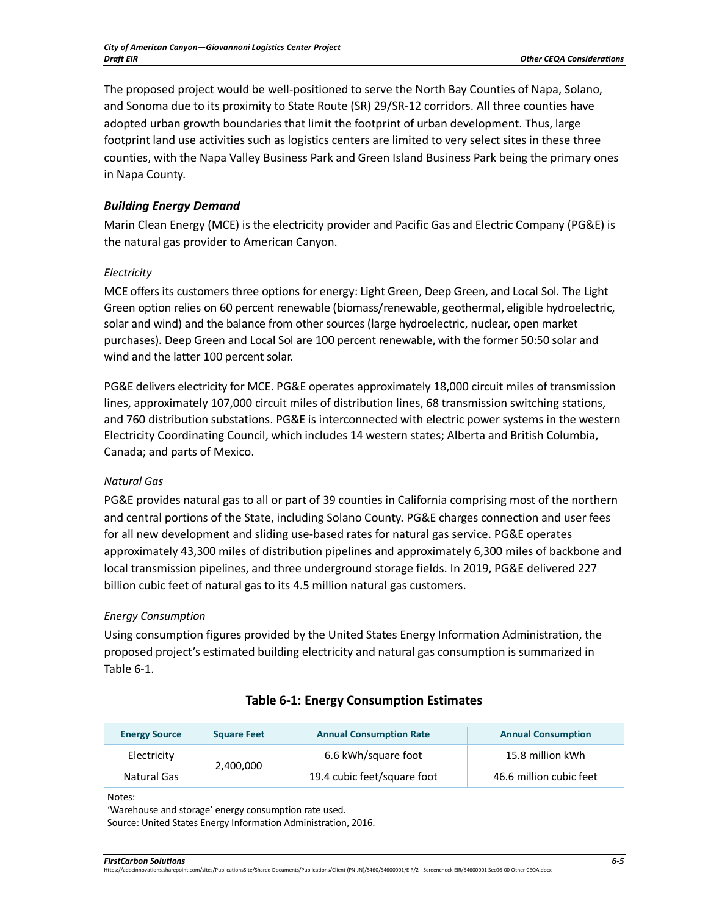The proposed project would be well-positioned to serve the North Bay Counties of Napa, Solano, and Sonoma due to its proximity to State Route (SR) 29/SR-12 corridors. All three counties have adopted urban growth boundaries that limit the footprint of urban development. Thus, large footprint land use activities such as logistics centers are limited to very select sites in these three counties, with the Napa Valley Business Park and Green Island Business Park being the primary ones in Napa County.

### *Building Energy Demand*

Marin Clean Energy (MCE) is the electricity provider and Pacific Gas and Electric Company (PG&E) is the natural gas provider to American Canyon.

#### *Electricity*

MCE offers its customers three options for energy: Light Green, Deep Green, and Local Sol. The Light Green option relies on 60 percent renewable (biomass/renewable, geothermal, eligible hydroelectric, solar and wind) and the balance from other sources (large hydroelectric, nuclear, open market purchases). Deep Green and Local Sol are 100 percent renewable, with the former 50:50 solar and wind and the latter 100 percent solar.

PG&E delivers electricity for MCE. PG&E operates approximately 18,000 circuit miles of transmission lines, approximately 107,000 circuit miles of distribution lines, 68 transmission switching stations, and 760 distribution substations. PG&E is interconnected with electric power systems in the western Electricity Coordinating Council, which includes 14 western states; Alberta and British Columbia, Canada; and parts of Mexico.

#### *Natural Gas*

PG&E provides natural gas to all or part of 39 counties in California comprising most of the northern and central portions of the State, including Solano County. PG&E charges connection and user fees for all new development and sliding use-based rates for natural gas service. PG&E operates approximately 43,300 miles of distribution pipelines and approximately 6,300 miles of backbone and local transmission pipelines, and three underground storage fields. In 2019, PG&E delivered 227 billion cubic feet of natural gas to its 4.5 million natural gas customers.

#### *Energy Consumption*

Using consumption figures provided by the United States Energy Information Administration, the proposed project's estimated building electricity and natural gas consumption is summarized in Table 6-1.

**Table 6-1: Energy Consumption Estimates**

| Energy Source | Square Feet | Annual Consumption Rate | Annual Consumption |
|---|---|---|---|
| Electricity | 2,400,000 | 6.6 kWh/square foot | 15.8 million kWh |
| Natural Gas | | 19.4 cubic feet/square foot | 46.6 million cubic feet |

Notes:
'Warehouse and storage' energy consumption rate used.
Source: United States Energy Information Administration, 2016.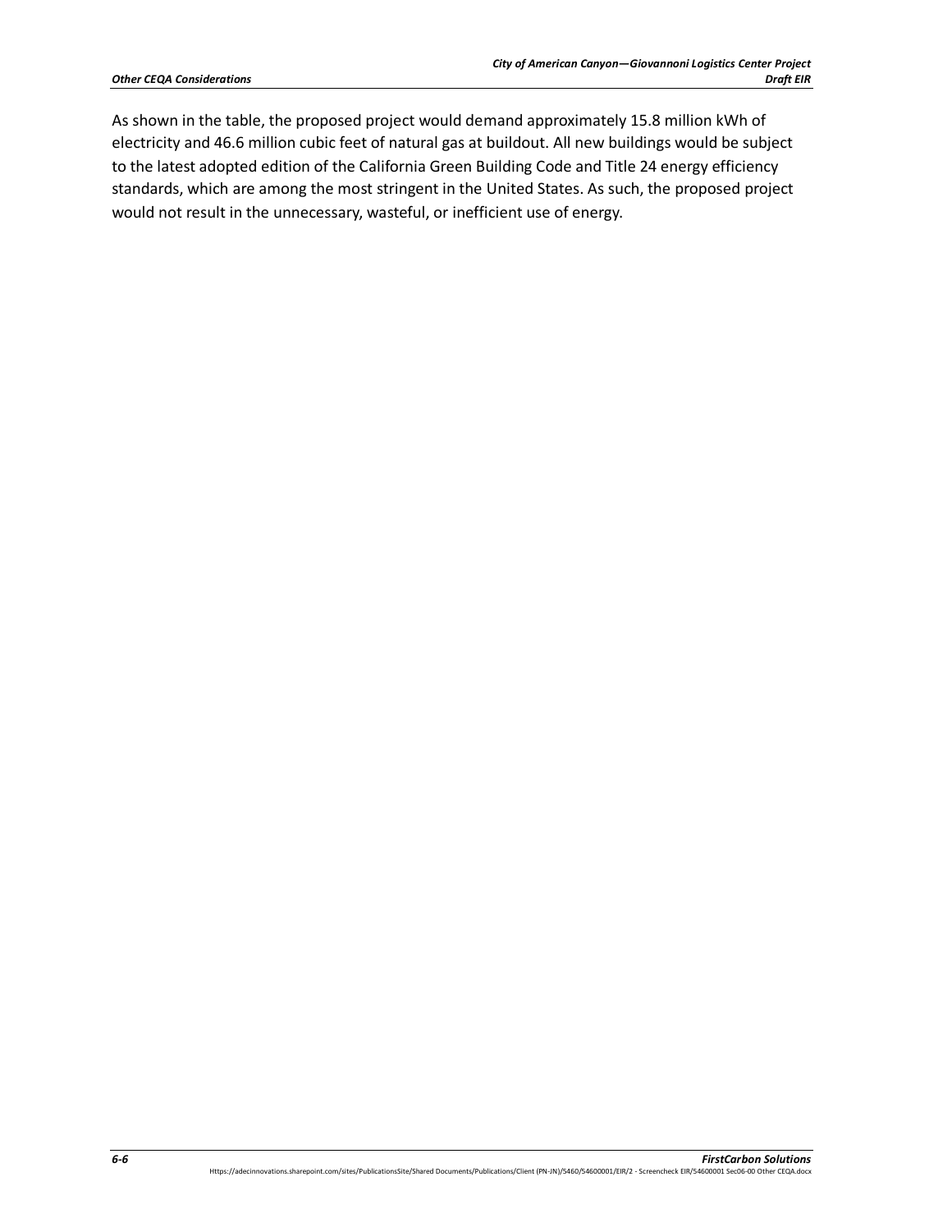As shown in the table, the proposed project would demand approximately 15.8 million kWh of electricity and 46.6 million cubic feet of natural gas at buildout. All new buildings would be subject to the latest adopted edition of the California Green Building Code and Title 24 energy efficiency standards, which are among the most stringent in the United States. As such, the proposed project would not result in the unnecessary, wasteful, or inefficient use of energy.